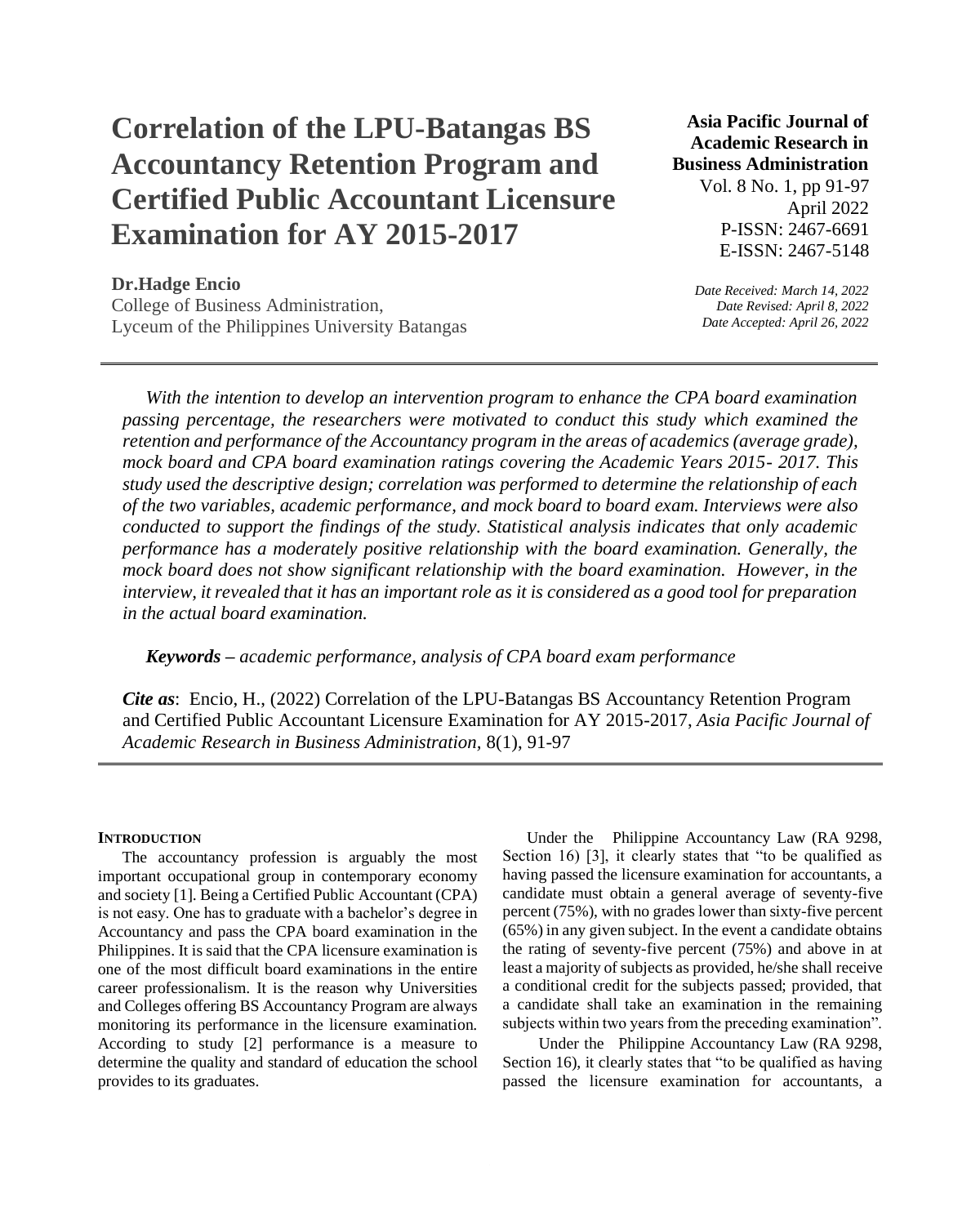# Correlation of the LPU-Batangas BS Accountancy Retention Program and Certified Public Accountant Licensure Examination for AY 2015-2017

**Dr.Hadge Encio**
College of Business Administration,
Lyceum of the Philippines University Batangas

**Asia Pacific Journal of Academic Research in Business Administration**
Vol. 8 No. 1, pp 91-97
April 2022
P-ISSN: 2467-6691
E-ISSN: 2467-5148

*Date Received: March 14, 2022*
*Date Revised: April 8, 2022*
*Date Accepted: April 26, 2022*

---

*With the intention to develop an intervention program to enhance the CPA board examination passing percentage, the researchers were motivated to conduct this study which examined the retention and performance of the Accountancy program in the areas of academics (average grade), mock board and CPA board examination ratings covering the Academic Years 2015- 2017. This study used the descriptive design; correlation was performed to determine the relationship of each of the two variables, academic performance, and mock board to board exam. Interviews were also conducted to support the findings of the study. Statistical analysis indicates that only academic performance has a moderately positive relationship with the board examination. Generally, the mock board does not show significant relationship with the board examination. However, in the interview, it revealed that it has an important role as it is considered as a good tool for preparation in the actual board examination.*

***Keywords –** academic performance, analysis of CPA board exam performance*

***Cite as**:* Encio, H., (2022) Correlation of the LPU-Batangas BS Accountancy Retention Program and Certified Public Accountant Licensure Examination for AY 2015-2017, *Asia Pacific Journal of Academic Research in Business Administration*, 8(1), 91-97

---

## INTRODUCTION

The accountancy profession is arguably the most important occupational group in contemporary economy and society [1]. Being a Certified Public Accountant (CPA) is not easy. One has to graduate with a bachelor's degree in Accountancy and pass the CPA board examination in the Philippines. It is said that the CPA licensure examination is one of the most difficult board examinations in the entire career professionalism. It is the reason why Universities and Colleges offering BS Accountancy Program are always monitoring its performance in the licensure examination. According to study [2] performance is a measure to determine the quality and standard of education the school provides to its graduates.

Under the Philippine Accountancy Law (RA 9298, Section 16) [3], it clearly states that "to be qualified as having passed the licensure examination for accountants, a candidate must obtain a general average of seventy-five percent (75%), with no grades lower than sixty-five percent (65%) in any given subject. In the event a candidate obtains the rating of seventy-five percent (75%) and above in at least a majority of subjects as provided, he/she shall receive a conditional credit for the subjects passed; provided, that a candidate shall take an examination in the remaining subjects within two years from the preceding examination".

Under the Philippine Accountancy Law (RA 9298, Section 16), it clearly states that "to be qualified as having passed the licensure examination for accountants, a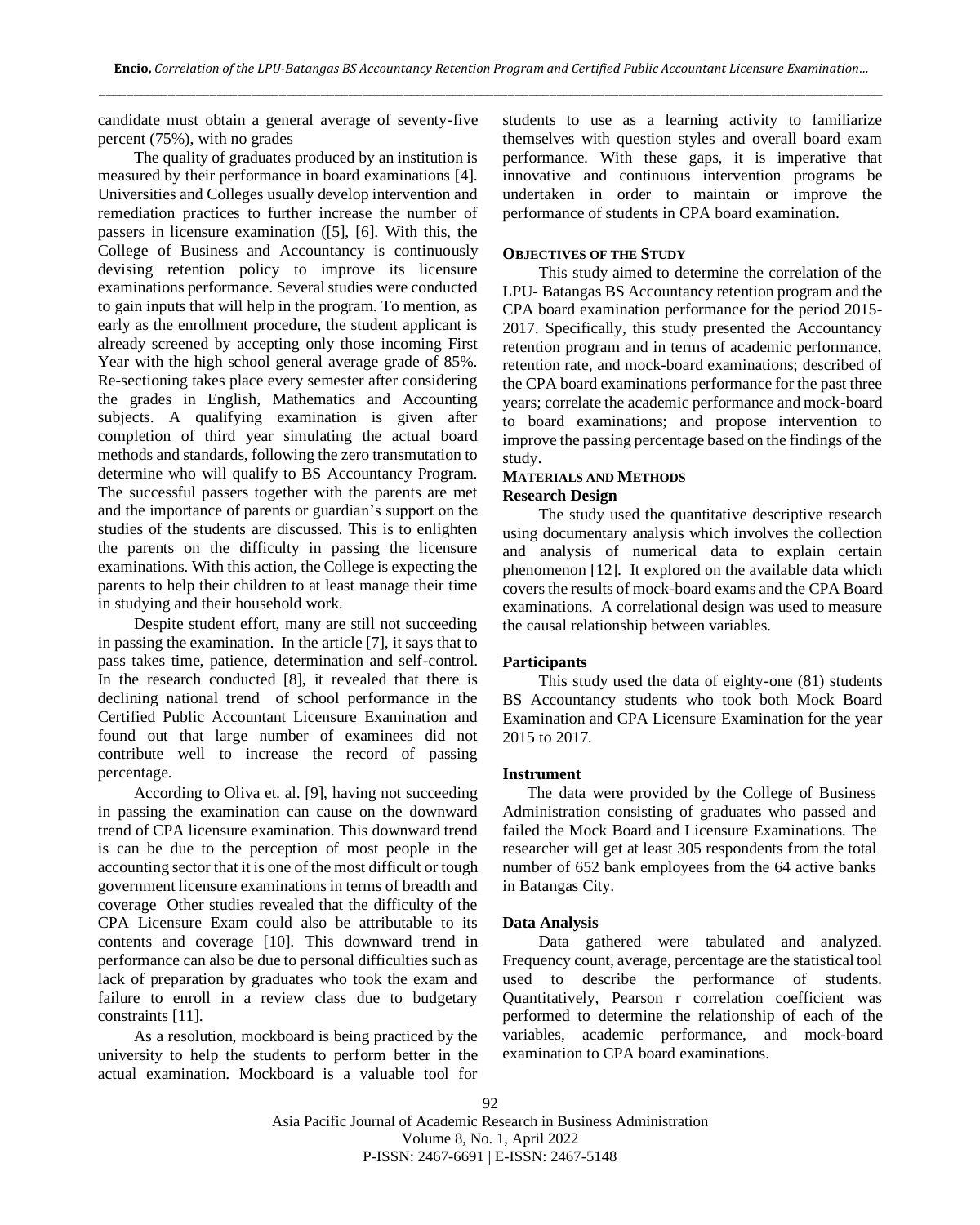candidate must obtain a general average of seventy-five percent (75%), with no grades

The quality of graduates produced by an institution is measured by their performance in board examinations [4]. Universities and Colleges usually develop intervention and remediation practices to further increase the number of passers in licensure examination ([5], [6]. With this, the College of Business and Accountancy is continuously devising retention policy to improve its licensure examinations performance. Several studies were conducted to gain inputs that will help in the program. To mention, as early as the enrollment procedure, the student applicant is already screened by accepting only those incoming First Year with the high school general average grade of 85%. Re-sectioning takes place every semester after considering the grades in English, Mathematics and Accounting subjects. A qualifying examination is given after completion of third year simulating the actual board methods and standards, following the zero transmutation to determine who will qualify to BS Accountancy Program. The successful passers together with the parents are met and the importance of parents or guardian's support on the studies of the students are discussed. This is to enlighten the parents on the difficulty in passing the licensure examinations. With this action, the College is expecting the parents to help their children to at least manage their time in studying and their household work.

Despite student effort, many are still not succeeding in passing the examination. In the article [7], it says that to pass takes time, patience, determination and self-control. In the research conducted [8], it revealed that there is declining national trend of school performance in the Certified Public Accountant Licensure Examination and found out that large number of examinees did not contribute well to increase the record of passing percentage.

According to Oliva et. al. [9], having not succeeding in passing the examination can cause on the downward trend of CPA licensure examination. This downward trend is can be due to the perception of most people in the accounting sector that it is one of the most difficult or tough government licensure examinations in terms of breadth and coverage Other studies revealed that the difficulty of the CPA Licensure Exam could also be attributable to its contents and coverage [10]. This downward trend in performance can also be due to personal difficulties such as lack of preparation by graduates who took the exam and failure to enroll in a review class due to budgetary constraints [11].

As a resolution, mockboard is being practiced by the university to help the students to perform better in the actual examination. Mockboard is a valuable tool for students to use as a learning activity to familiarize themselves with question styles and overall board exam performance. With these gaps, it is imperative that innovative and continuous intervention programs be undertaken in order to maintain or improve the performance of students in CPA board examination.

## OBJECTIVES OF THE STUDY

This study aimed to determine the correlation of the LPU- Batangas BS Accountancy retention program and the CPA board examination performance for the period 2015-2017. Specifically, this study presented the Accountancy retention program and in terms of academic performance, retention rate, and mock-board examinations; described of the CPA board examinations performance for the past three years; correlate the academic performance and mock-board to board examinations; and propose intervention to improve the passing percentage based on the findings of the study.

## MATERIALS AND METHODS

### Research Design

The study used the quantitative descriptive research using documentary analysis which involves the collection and analysis of numerical data to explain certain phenomenon [12]. It explored on the available data which covers the results of mock-board exams and the CPA Board examinations. A correlational design was used to measure the causal relationship between variables.

### Participants

This study used the data of eighty-one (81) students BS Accountancy students who took both Mock Board Examination and CPA Licensure Examination for the year 2015 to 2017.

### Instrument

The data were provided by the College of Business Administration consisting of graduates who passed and failed the Mock Board and Licensure Examinations. The researcher will get at least 305 respondents from the total number of 652 bank employees from the 64 active banks in Batangas City.

### Data Analysis

Data gathered were tabulated and analyzed. Frequency count, average, percentage are the statistical tool used to describe the performance of students. Quantitatively, Pearson r correlation coefficient was performed to determine the relationship of each of the variables, academic performance, and mock-board examination to CPA board examinations.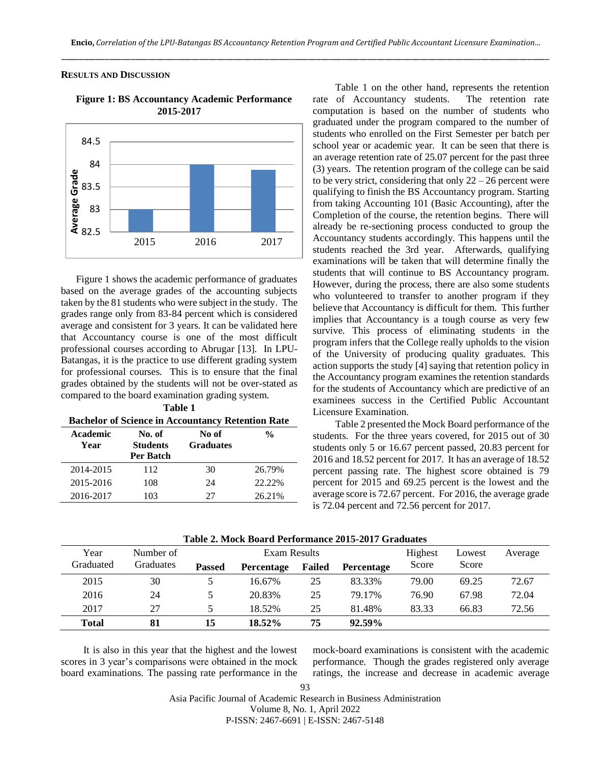### Results and Discussion

**Figure 1: BS Accountancy Academic Performance 2015-2017**

Figure 1 shows the academic performance of graduates based on the average grades of the accounting subjects taken by the 81 students who were subject in the study. The grades range only from 83-84 percent which is considered average and consistent for 3 years. It can be validated here that Accountancy course is one of the most difficult professional courses according to Abrugar [13]. In LPU-Batangas, it is the practice to use different grading system for professional courses. This is to ensure that the final grades obtained by the students will not be over-stated as compared to the board examination grading system.

**Table 1**
**Bachelor of Science in Accountancy Retention Rate**

| Academic Year | No. of Students Per Batch | No of Graduates | % |
|---|---|---|---|
| 2014-2015 | 112 | 30 | 26.79% |
| 2015-2016 | 108 | 24 | 22.22% |
| 2016-2017 | 103 | 27 | 26.21% |

Table 1 on the other hand, represents the retention rate of Accountancy students. The retention rate computation is based on the number of students who graduated under the program compared to the number of students who enrolled on the First Semester per batch per school year or academic year. It can be seen that there is an average retention rate of 25.07 percent for the past three (3) years. The retention program of the college can be said to be very strict, considering that only 22 – 26 percent were qualifying to finish the BS Accountancy program. Starting from taking Accounting 101 (Basic Accounting), after the Completion of the course, the retention begins. There will already be re-sectioning process conducted to group the Accountancy students accordingly. This happens until the students reached the 3rd year. Afterwards, qualifying examinations will be taken that will determine finally the students that will continue to BS Accountancy program. However, during the process, there are also some students who volunteered to transfer to another program if they believe that Accountancy is difficult for them. This further implies that Accountancy is a tough course as very few survive. This process of eliminating students in the program infers that the College really upholds to the vision of the University of producing quality graduates. This action supports the study [4] saying that retention policy in the Accountancy program examines the retention standards for the students of Accountancy which are predictive of an examinees success in the Certified Public Accountant Licensure Examination.

Table 2 presented the Mock Board performance of the students. For the three years covered, for 2015 out of 30 students only 5 or 16.67 percent passed, 20.83 percent for 2016 and 18.52 percent for 2017. It has an average of 18.52 percent passing rate. The highest score obtained is 79 percent for 2015 and 69.25 percent is the lowest and the average score is 72.67 percent. For 2016, the average grade is 72.04 percent and 72.56 percent for 2017.

**Table 2. Mock Board Performance 2015-2017 Graduates**

| Year Graduated | Number of Graduates | Exam Results | | | | Highest Score | Lowest Score | Average |
|---|---|---|---|---|---|---|---|---|
| | | **Passed** | **Percentage** | **Failed** | **Percentage** | | | |
| 2015 | 30 | 5 | 16.67% | 25 | 83.33% | 79.00 | 69.25 | 72.67 |
| 2016 | 24 | 5 | 20.83% | 25 | 79.17% | 76.90 | 67.98 | 72.04 |
| 2017 | 27 | 5 | 18.52% | 25 | 81.48% | 83.33 | 66.83 | 72.56 |
| **Total** | **81** | **15** | **18.52%** | **75** | **92.59%** | | | |

It is also in this year that the highest and the lowest scores in 3 year's comparisons were obtained in the mock board examinations. The passing rate performance in the mock-board examinations is consistent with the academic performance. Though the grades registered only average ratings, the increase and decrease in academic average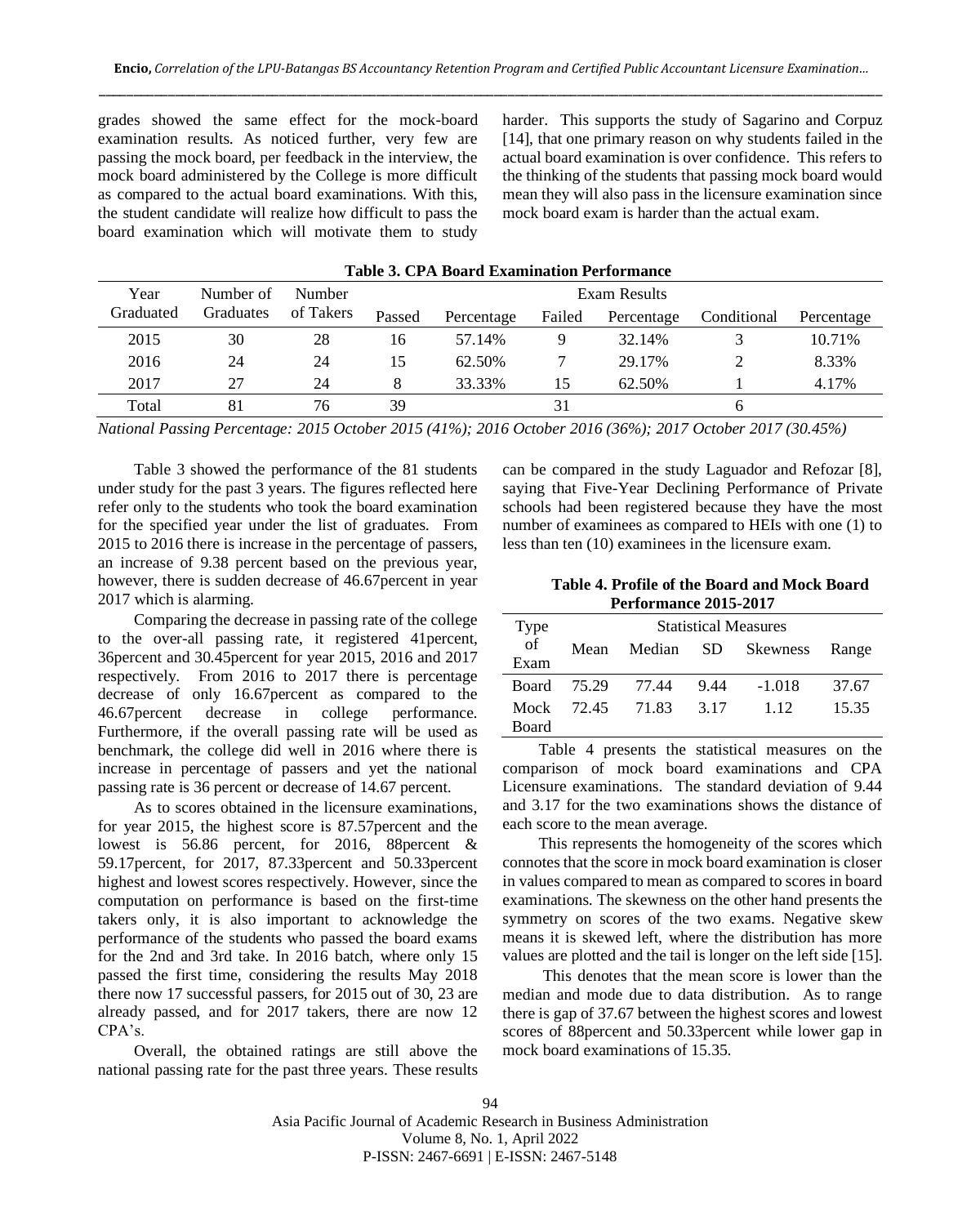grades showed the same effect for the mock-board examination results. As noticed further, very few are passing the mock board, per feedback in the interview, the mock board administered by the College is more difficult as compared to the actual board examinations. With this, the student candidate will realize how difficult to pass the board examination which will motivate them to study harder. This supports the study of Sagarino and Corpuz [14], that one primary reason on why students failed in the actual board examination is over confidence. This refers to the thinking of the students that passing mock board would mean they will also pass in the licensure examination since mock board exam is harder than the actual exam.

**Table 3. CPA Board Examination Performance**

| Year Graduated | Number of Graduates | Number of Takers | Exam Results | | | | | |
|---|---|---|---|---|---|---|---|---|
| | | | Passed | Percentage | Failed | Percentage | Conditional | Percentage |
| 2015 | 30 | 28 | 16 | 57.14% | 9 | 32.14% | 3 | 10.71% |
| 2016 | 24 | 24 | 15 | 62.50% | 7 | 29.17% | 2 | 8.33% |
| 2017 | 27 | 24 | 8 | 33.33% | 15 | 62.50% | 1 | 4.17% |
| Total | 81 | 76 | 39 | | 31 | | 6 | |

*National Passing Percentage: 2015 October 2015 (41%); 2016 October 2016 (36%); 2017 October 2017 (30.45%)*

Table 3 showed the performance of the 81 students under study for the past 3 years. The figures reflected here refer only to the students who took the board examination for the specified year under the list of graduates. From 2015 to 2016 there is increase in the percentage of passers, an increase of 9.38 percent based on the previous year, however, there is sudden decrease of 46.67percent in year 2017 which is alarming.

Comparing the decrease in passing rate of the college to the over-all passing rate, it registered 41percent, 36percent and 30.45percent for year 2015, 2016 and 2017 respectively. From 2016 to 2017 there is percentage decrease of only 16.67percent as compared to the 46.67percent decrease in college performance. Furthermore, if the overall passing rate will be used as benchmark, the college did well in 2016 where there is increase in percentage of passers and yet the national passing rate is 36 percent or decrease of 14.67 percent.

As to scores obtained in the licensure examinations, for year 2015, the highest score is 87.57percent and the lowest is 56.86 percent, for 2016, 88percent & 59.17percent, for 2017, 87.33percent and 50.33percent highest and lowest scores respectively. However, since the computation on performance is based on the first-time takers only, it is also important to acknowledge the performance of the students who passed the board exams for the 2nd and 3rd take. In 2016 batch, where only 15 passed the first time, considering the results May 2018 there now 17 successful passers, for 2015 out of 30, 23 are already passed, and for 2017 takers, there are now 12 CPA's.

Overall, the obtained ratings are still above the national passing rate for the past three years. These results can be compared in the study Laguador and Refozar [8], saying that Five-Year Declining Performance of Private schools had been registered because they have the most number of examinees as compared to HEIs with one (1) to less than ten (10) examinees in the licensure exam.

**Table 4. Profile of the Board and Mock Board Performance 2015-2017**

| Type of Exam | Statistical Measures | | | | |
|---|---|---|---|---|---|
| | Mean | Median | SD | Skewness | Range |
| Board | 75.29 | 77.44 | 9.44 | -1.018 | 37.67 |
| Mock Board | 72.45 | 71.83 | 3.17 | 1.12 | 15.35 |

Table 4 presents the statistical measures on the comparison of mock board examinations and CPA Licensure examinations. The standard deviation of 9.44 and 3.17 for the two examinations shows the distance of each score to the mean average.

This represents the homogeneity of the scores which connotes that the score in mock board examination is closer in values compared to mean as compared to scores in board examinations. The skewness on the other hand presents the symmetry on scores of the two exams. Negative skew means it is skewed left, where the distribution has more values are plotted and the tail is longer on the left side [15].

This denotes that the mean score is lower than the median and mode due to data distribution. As to range there is gap of 37.67 between the highest scores and lowest scores of 88percent and 50.33percent while lower gap in mock board examinations of 15.35.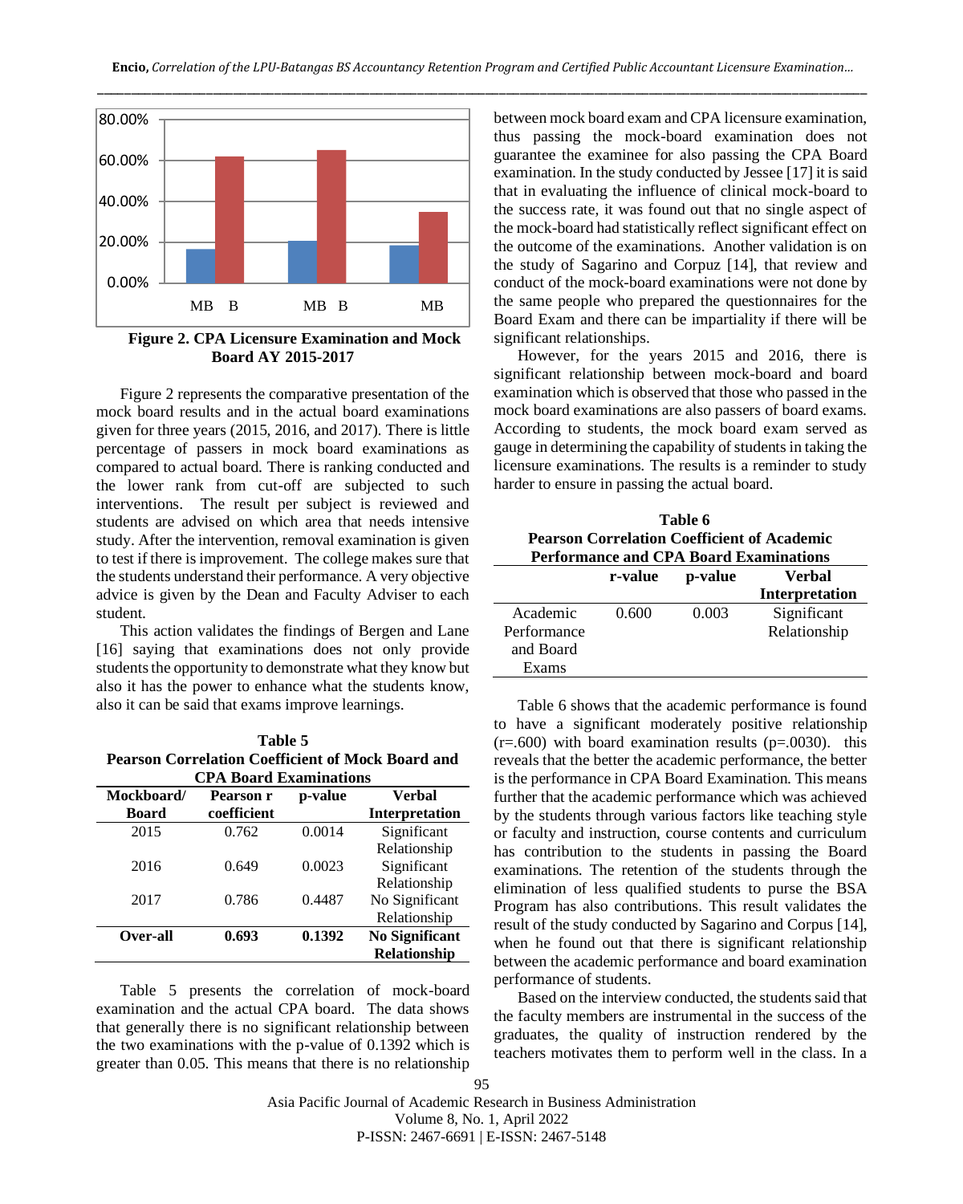Figure 2. CPA Licensure Examination and Mock Board AY 2015-2017

Figure 2 represents the comparative presentation of the mock board results and in the actual board examinations given for three years (2015, 2016, and 2017). There is little percentage of passers in mock board examinations as compared to actual board. There is ranking conducted and the lower rank from cut-off are subjected to such interventions. The result per subject is reviewed and students are advised on which area that needs intensive study. After the intervention, removal examination is given to test if there is improvement. The college makes sure that the students understand their performance. A very objective advice is given by the Dean and Faculty Adviser to each student.

This action validates the findings of Bergen and Lane [16] saying that examinations does not only provide students the opportunity to demonstrate what they know but also it has the power to enhance what the students know, also it can be said that exams improve learnings.

**Table 5**
**Pearson Correlation Coefficient of Mock Board and CPA Board Examinations**

| Mockboard/ Board | Pearson r coefficient | p-value | Verbal Interpretation |
|---|---|---|---|
| 2015 | 0.762 | 0.0014 | Significant Relationship |
| 2016 | 0.649 | 0.0023 | Significant Relationship |
| 2017 | 0.786 | 0.4487 | No Significant Relationship |
| **Over-all** | **0.693** | **0.1392** | **No Significant Relationship** |

Table 5 presents the correlation of mock-board examination and the actual CPA board. The data shows that generally there is no significant relationship between the two examinations with the p-value of 0.1392 which is greater than 0.05. This means that there is no relationship between mock board exam and CPA licensure examination, thus passing the mock-board examination does not guarantee the examinee for also passing the CPA Board examination. In the study conducted by Jessee [17] it is said that in evaluating the influence of clinical mock-board to the success rate, it was found out that no single aspect of the mock-board had statistically reflect significant effect on the outcome of the examinations. Another validation is on the study of Sagarino and Corpuz [14], that review and conduct of the mock-board examinations were not done by the same people who prepared the questionnaires for the Board Exam and there can be impartiality if there will be significant relationships.

However, for the years 2015 and 2016, there is significant relationship between mock-board and board examination which is observed that those who passed in the mock board examinations are also passers of board exams. According to students, the mock board exam served as gauge in determining the capability of students in taking the licensure examinations. The results is a reminder to study harder to ensure in passing the actual board.

**Table 6**
**Pearson Correlation Coefficient of Academic Performance and CPA Board Examinations**

| | r-value | p-value | Verbal Interpretation |
|---|---|---|---|
| Academic Performance and Board Exams | 0.600 | 0.003 | Significant Relationship |

Table 6 shows that the academic performance is found to have a significant moderately positive relationship (r=.600) with board examination results (p=.0030). this reveals that the better the academic performance, the better is the performance in CPA Board Examination. This means further that the academic performance which was achieved by the students through various factors like teaching style or faculty and instruction, course contents and curriculum has contribution to the students in passing the Board examinations. The retention of the students through the elimination of less qualified students to purse the BSA Program has also contributions. This result validates the result of the study conducted by Sagarino and Corpus [14], when he found out that there is significant relationship between the academic performance and board examination performance of students.

Based on the interview conducted, the students said that the faculty members are instrumental in the success of the graduates, the quality of instruction rendered by the teachers motivates them to perform well in the class. In a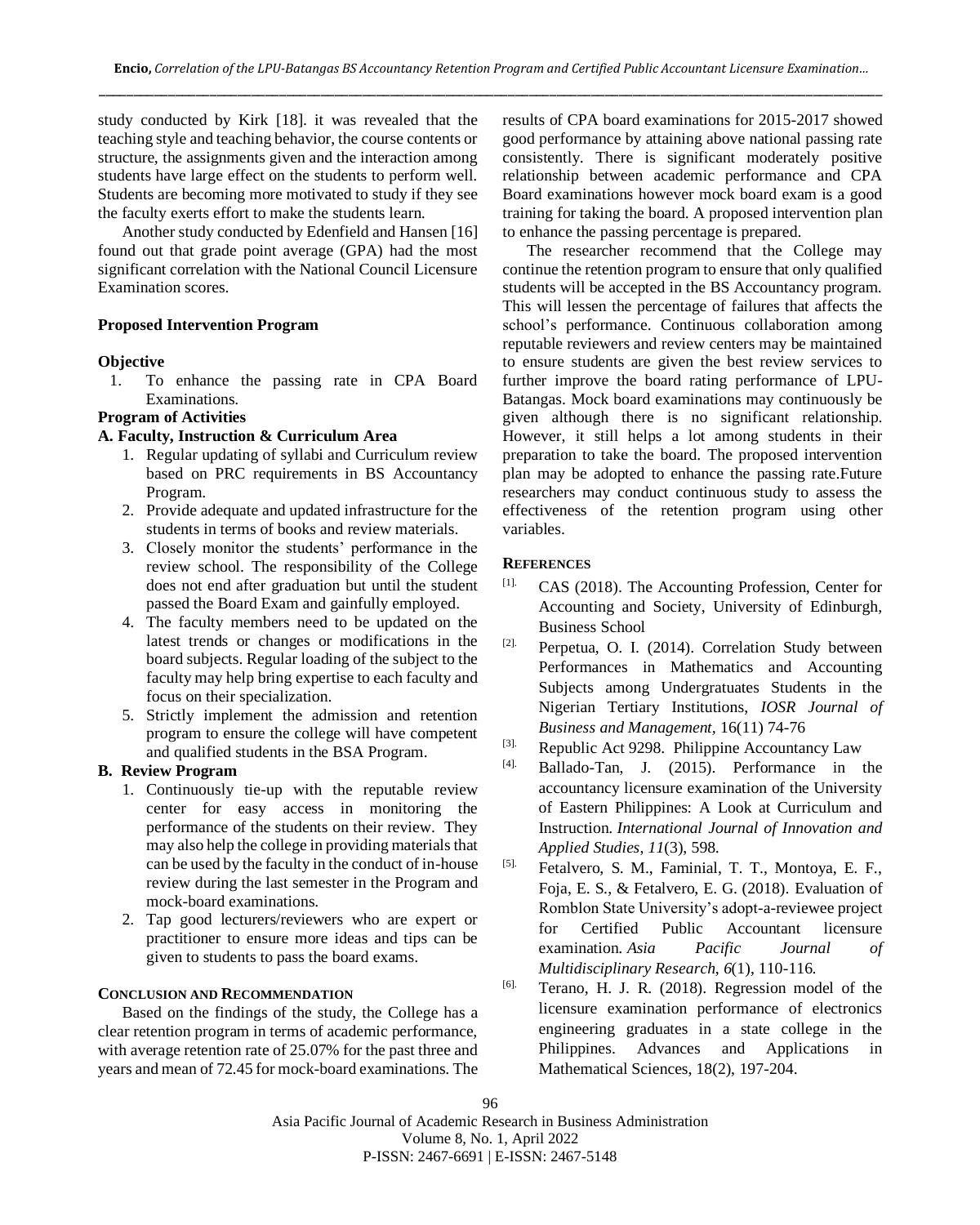study conducted by Kirk [18]. it was revealed that the teaching style and teaching behavior, the course contents or structure, the assignments given and the interaction among students have large effect on the students to perform well. Students are becoming more motivated to study if they see the faculty exerts effort to make the students learn.

Another study conducted by Edenfield and Hansen [16] found out that grade point average (GPA) had the most significant correlation with the National Council Licensure Examination scores.

**Proposed Intervention Program**

**Objective**

1. To enhance the passing rate in CPA Board Examinations.

**Program of Activities**

**A. Faculty, Instruction & Curriculum Area**

1. Regular updating of syllabi and Curriculum review based on PRC requirements in BS Accountancy Program.
2. Provide adequate and updated infrastructure for the students in terms of books and review materials.
3. Closely monitor the students' performance in the review school. The responsibility of the College does not end after graduation but until the student passed the Board Exam and gainfully employed.
4. The faculty members need to be updated on the latest trends or changes or modifications in the board subjects. Regular loading of the subject to the faculty may help bring expertise to each faculty and focus on their specialization.
5. Strictly implement the admission and retention program to ensure the college will have competent and qualified students in the BSA Program.

**B. Review Program**

1. Continuously tie-up with the reputable review center for easy access in monitoring the performance of the students on their review. They may also help the college in providing materials that can be used by the faculty in the conduct of in-house review during the last semester in the Program and mock-board examinations.
2. Tap good lecturers/reviewers who are expert or practitioner to ensure more ideas and tips can be given to students to pass the board exams.

## CONCLUSION AND RECOMMENDATION

Based on the findings of the study, the College has a clear retention program in terms of academic performance, with average retention rate of 25.07% for the past three and years and mean of 72.45 for mock-board examinations. The results of CPA board examinations for 2015-2017 showed good performance by attaining above national passing rate consistently. There is significant moderately positive relationship between academic performance and CPA Board examinations however mock board exam is a good training for taking the board. A proposed intervention plan to enhance the passing percentage is prepared.

The researcher recommend that the College may continue the retention program to ensure that only qualified students will be accepted in the BS Accountancy program. This will lessen the percentage of failures that affects the school's performance. Continuous collaboration among reputable reviewers and review centers may be maintained to ensure students are given the best review services to further improve the board rating performance of LPU-Batangas. Mock board examinations may continuously be given although there is no significant relationship. However, it still helps a lot among students in their preparation to take the board. The proposed intervention plan may be adopted to enhance the passing rate.Future researchers may conduct continuous study to assess the effectiveness of the retention program using other variables.

## REFERENCES

[1]. CAS (2018). The Accounting Profession, Center for Accounting and Society, University of Edinburgh, Business School

[2]. Perpetua, O. I. (2014). Correlation Study between Performances in Mathematics and Accounting Subjects among Undergratuates Students in the Nigerian Tertiary Institutions, *IOSR Journal of Business and Management,* 16(11) 74-76

[3]. Republic Act 9298. Philippine Accountancy Law

[4]. Ballado-Tan, J. (2015). Performance in the accountancy licensure examination of the University of Eastern Philippines: A Look at Curriculum and Instruction. *International Journal of Innovation and Applied Studies*, *11*(3), 598.

[5]. Fetalvero, S. M., Faminial, T. T., Montoya, E. F., Foja, E. S., & Fetalvero, E. G. (2018). Evaluation of Romblon State University's adopt-a-reviewee project for Certified Public Accountant licensure examination. *Asia Pacific Journal of Multidisciplinary Research*, *6*(1), 110-116.

[6]. Terano, H. J. R. (2018). Regression model of the licensure examination performance of electronics engineering graduates in a state college in the Philippines. Advances and Applications in Mathematical Sciences, 18(2), 197-204.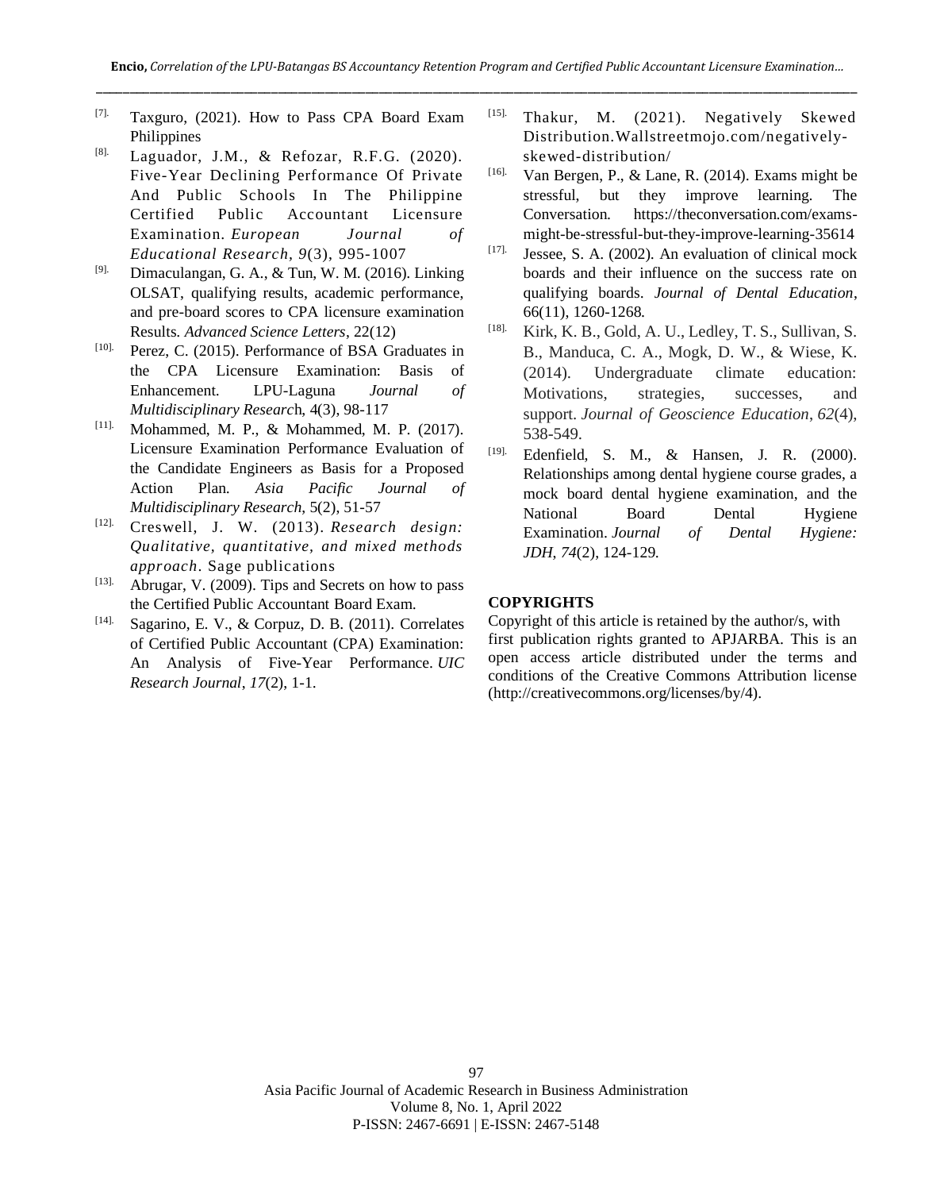[7]. Taxguro, (2021). How to Pass CPA Board Exam Philippines

[8]. Laguador, J.M., & Refozar, R.F.G. (2020). Five-Year Declining Performance Of Private And Public Schools In The Philippine Certified Public Accountant Licensure Examination. *European Journal of Educational Research*, *9*(3), 995-1007

[9]. Dimaculangan, G. A., & Tun, W. M. (2016). Linking OLSAT, qualifying results, academic performance, and pre-board scores to CPA licensure examination Results. *Advanced Science Letters*, 22(12)

[10]. Perez, C. (2015). Performance of BSA Graduates in the CPA Licensure Examination: Basis of Enhancement. LPU-Laguna *Journal of Multidisciplinary Researc*h, 4(3), 98-117

[11]. Mohammed, M. P., & Mohammed, M. P. (2017). Licensure Examination Performance Evaluation of the Candidate Engineers as Basis for a Proposed Action Plan. *Asia Pacific Journal of Multidisciplinary Research*, 5(2), 51-57

[12]. Creswell, J. W. (2013). *Research design: Qualitative, quantitative, and mixed methods approach*. Sage publications

[13]. Abrugar, V. (2009). Tips and Secrets on how to pass the Certified Public Accountant Board Exam.

[14]. Sagarino, E. V., & Corpuz, D. B. (2011). Correlates of Certified Public Accountant (CPA) Examination: An Analysis of Five-Year Performance. *UIC Research Journal*, *17*(2), 1-1.

[15]. Thakur, M. (2021). Negatively Skewed Distribution.Wallstreetmojo.com/negatively-skewed-distribution/

[16]. Van Bergen, P., & Lane, R. (2014). Exams might be stressful, but they improve learning. The Conversation. https://theconversation.com/exams-might-be-stressful-but-they-improve-learning-35614

[17]. Jessee, S. A. (2002). An evaluation of clinical mock boards and their influence on the success rate on qualifying boards. *Journal of Dental Education*, 66(11), 1260-1268.

[18]. Kirk, K. B., Gold, A. U., Ledley, T. S., Sullivan, S. B., Manduca, C. A., Mogk, D. W., & Wiese, K. (2014). Undergraduate climate education: Motivations, strategies, successes, and support. *Journal of Geoscience Education*, *62*(4), 538-549.

[19]. Edenfield, S. M., & Hansen, J. R. (2000). Relationships among dental hygiene course grades, a mock board dental hygiene examination, and the National Board Dental Hygiene Examination. *Journal of Dental Hygiene: JDH*, *74*(2), 124-129.

## COPYRIGHTS

Copyright of this article is retained by the author/s, with first publication rights granted to APJARBA. This is an open access article distributed under the terms and conditions of the Creative Commons Attribution license (http://creativecommons.org/licenses/by/4).